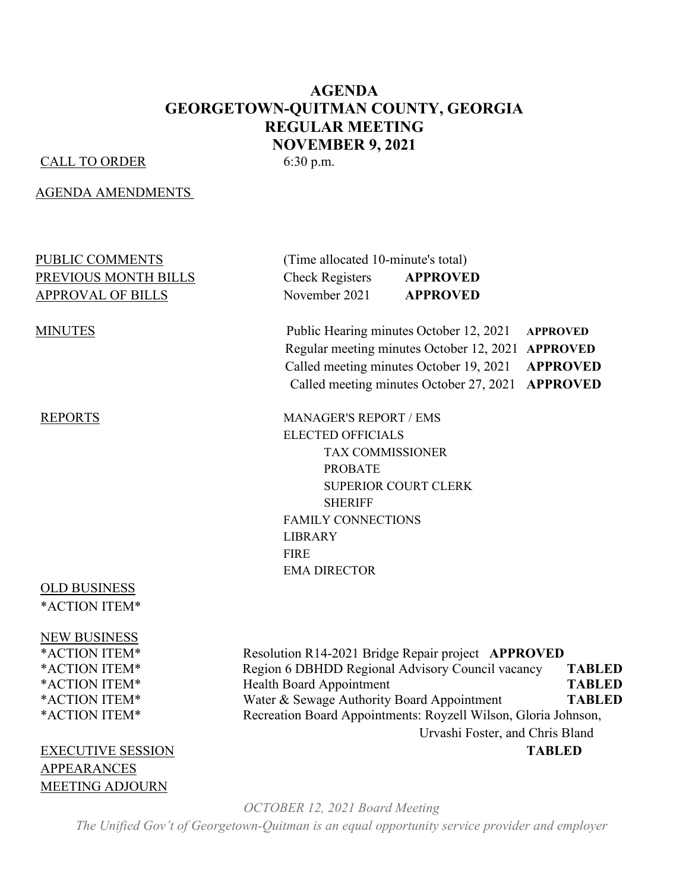# AGENDA
# GEORGETOWN-QUITMAN COUNTY, GEORGIA
## REGULAR MEETING
## NOVEMBER 9, 2021

CALL TO ORDER 6:30 p.m.

AGENDA AMENDMENTS

PUBLIC COMMENTS (Time allocated 10-minute's total)

PREVIOUS MONTH BILLS Check Registers **APPROVED**

APPROVAL OF BILLS November 2021 **APPROVED**

MINUTES
- Public Hearing minutes October 12, 2021 **APPROVED**
- Regular meeting minutes October 12, 2021 **APPROVED**
- Called meeting minutes October 19, 2021 **APPROVED**
- Called meeting minutes October 27, 2021 **APPROVED**

REPORTS
- MANAGER'S REPORT / EMS
- ELECTED OFFICIALS
  - TAX COMMISSIONER
  - PROBATE
  - SUPERIOR COURT CLERK
  - SHERIFF
- FAMILY CONNECTIONS
- LIBRARY
- FIRE
- EMA DIRECTOR

OLD BUSINESS

*ACTION ITEM*

NEW BUSINESS

*ACTION ITEM* Resolution R14-2021 Bridge Repair project **APPROVED**

*ACTION ITEM* Region 6 DBHDD Regional Advisory Council vacancy **TABLED**

*ACTION ITEM* Health Board Appointment **TABLED**

*ACTION ITEM* Water & Sewage Authority Board Appointment **TABLED**

*ACTION ITEM* Recreation Board Appointments: Royzell Wilson, Gloria Johnson, Urvashi Foster, and Chris Bland **TABLED**

EXECUTIVE SESSION

APPEARANCES

MEETING ADJOURN

*OCTOBER 12, 2021 Board Meeting*

*The Unified Gov't of Georgetown-Quitman is an equal opportunity service provider and employer*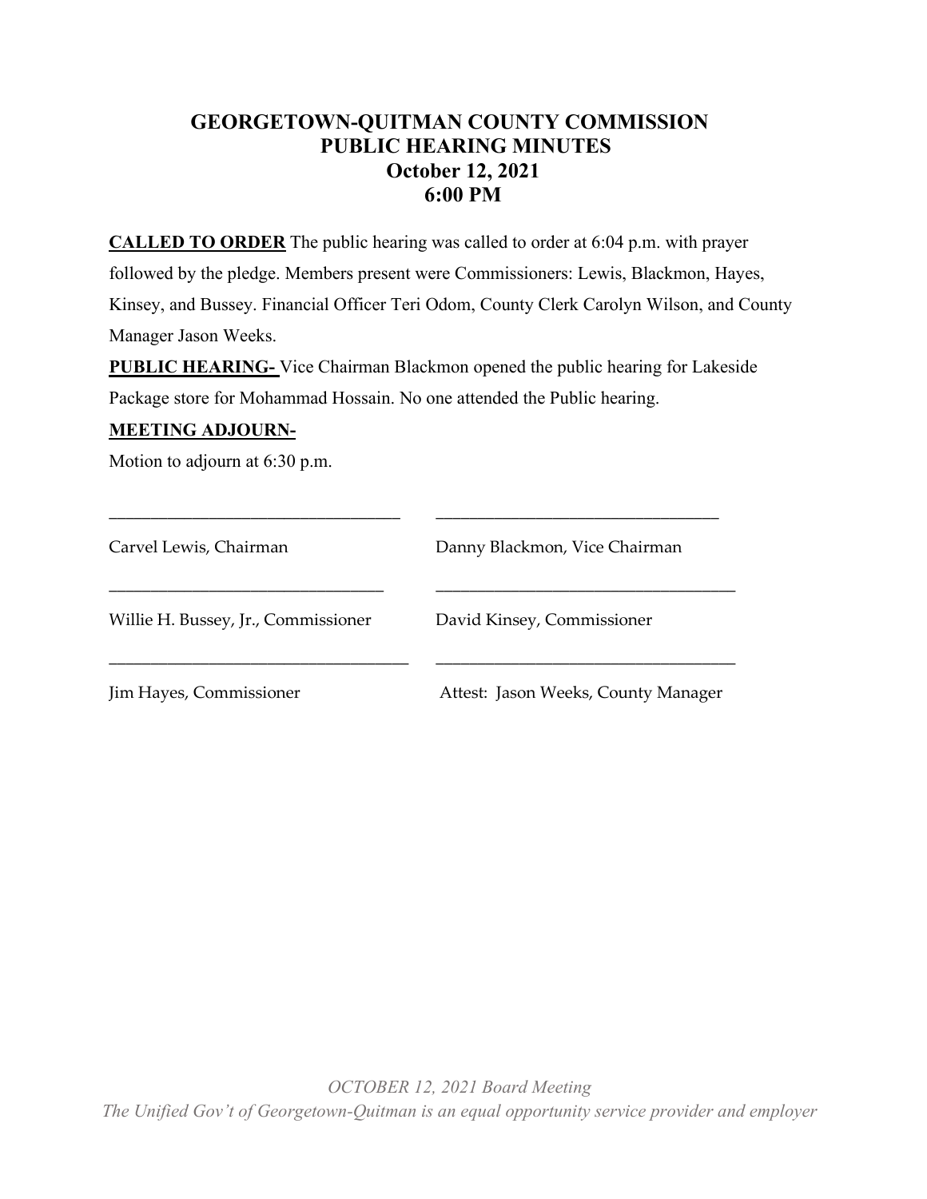# GEORGETOWN-QUITMAN COUNTY COMMISSION
## PUBLIC HEARING MINUTES
## October 12, 2021
## 6:00 PM

**CALLED TO ORDER** The public hearing was called to order at 6:04 p.m. with prayer followed by the pledge. Members present were Commissioners: Lewis, Blackmon, Hayes, Kinsey, and Bussey. Financial Officer Teri Odom, County Clerk Carolyn Wilson, and County Manager Jason Weeks.

**PUBLIC HEARING-** Vice Chairman Blackmon opened the public hearing for Lakeside Package store for Mohammad Hossain. No one attended the Public hearing.

**MEETING ADJOURN-**

Motion to adjourn at 6:30 p.m.

| ______________________________ | ______________________________ |
|---|---|
| Carvel Lewis, Chairman | Danny Blackmon, Vice Chairman |
| ______________________________ | ______________________________ |
| Willie H. Bussey, Jr., Commissioner | David Kinsey, Commissioner |
| ______________________________ | ______________________________ |
| Jim Hayes, Commissioner | Attest: Jason Weeks, County Manager |

*OCTOBER 12, 2021 Board Meeting*
*The Unified Gov't of Georgetown-Quitman is an equal opportunity service provider and employer*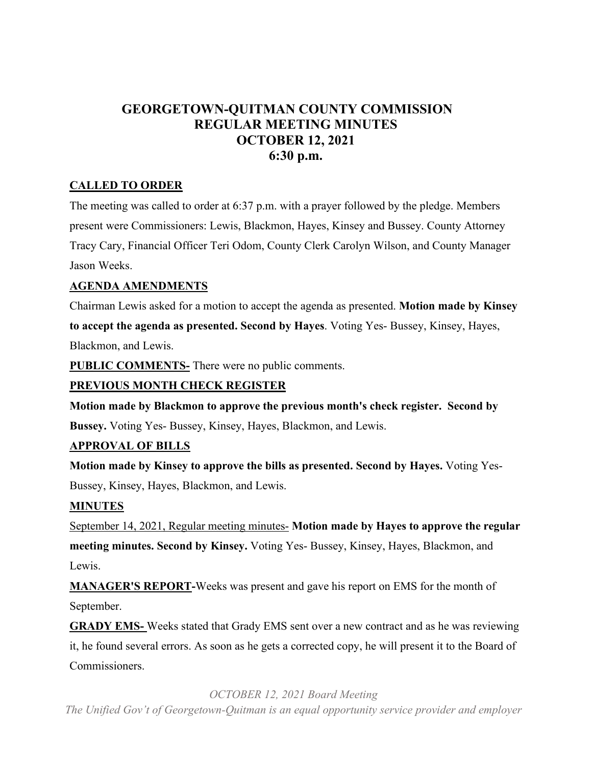# GEORGETOWN-QUITMAN COUNTY COMMISSION
# REGULAR MEETING MINUTES
# OCTOBER 12, 2021
# 6:30 p.m.

**CALLED TO ORDER**

The meeting was called to order at 6:37 p.m. with a prayer followed by the pledge. Members present were Commissioners: Lewis, Blackmon, Hayes, Kinsey and Bussey. County Attorney Tracy Cary, Financial Officer Teri Odom, County Clerk Carolyn Wilson, and County Manager Jason Weeks.

**AGENDA AMENDMENTS**

Chairman Lewis asked for a motion to accept the agenda as presented. **Motion made by Kinsey to accept the agenda as presented. Second by Hayes**. Voting Yes- Bussey, Kinsey, Hayes, Blackmon, and Lewis.

**PUBLIC COMMENTS-** There were no public comments.

**PREVIOUS MONTH CHECK REGISTER**

**Motion made by Blackmon to approve the previous month's check register. Second by Bussey.** Voting Yes- Bussey, Kinsey, Hayes, Blackmon, and Lewis.

**APPROVAL OF BILLS**

**Motion made by Kinsey to approve the bills as presented. Second by Hayes.** Voting Yes- Bussey, Kinsey, Hayes, Blackmon, and Lewis.

**MINUTES**

September 14, 2021, Regular meeting minutes- **Motion made by Hayes to approve the regular meeting minutes. Second by Kinsey.** Voting Yes- Bussey, Kinsey, Hayes, Blackmon, and Lewis.

**MANAGER'S REPORT-**Weeks was present and gave his report on EMS for the month of September.

**GRADY EMS-** Weeks stated that Grady EMS sent over a new contract and as he was reviewing it, he found several errors. As soon as he gets a corrected copy, he will present it to the Board of Commissioners.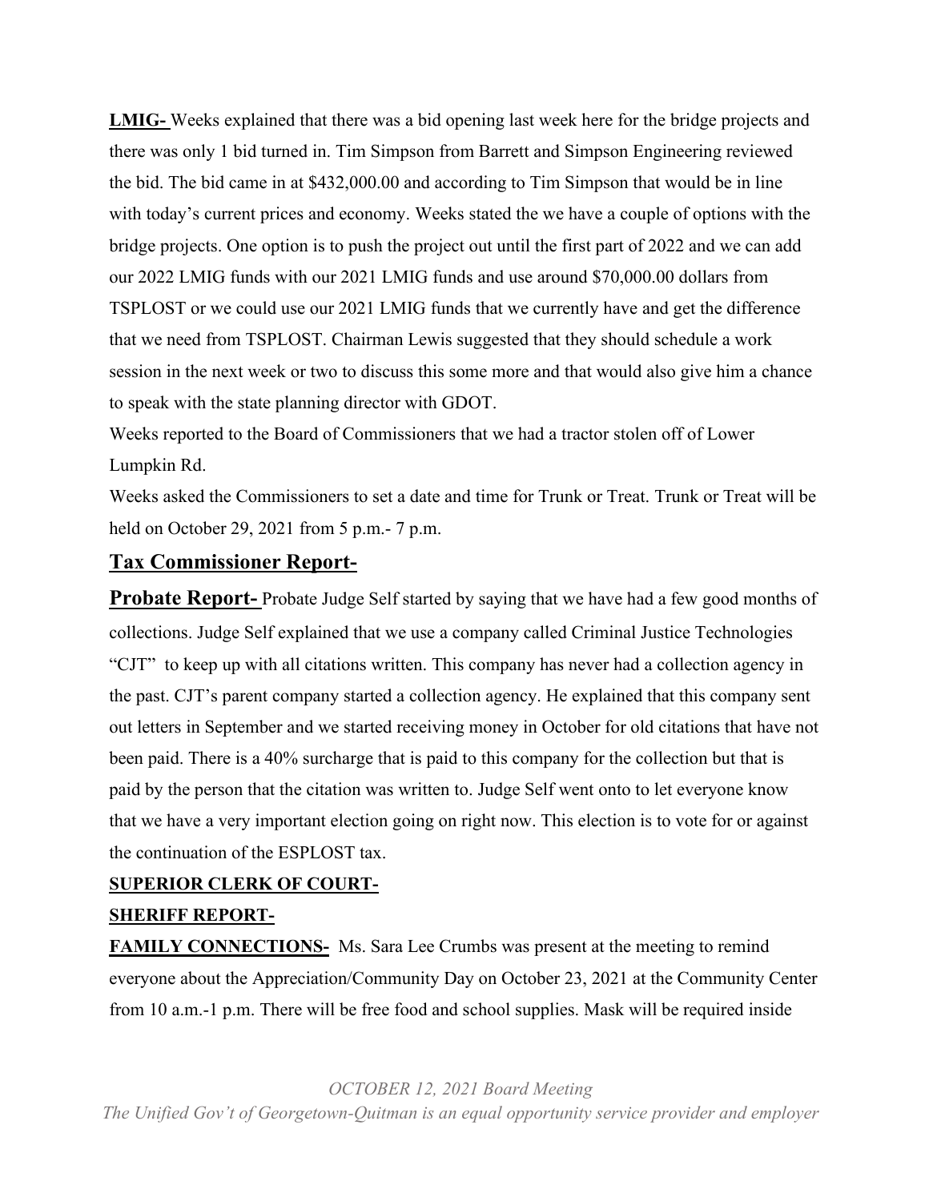**LMIG-** Weeks explained that there was a bid opening last week here for the bridge projects and there was only 1 bid turned in. Tim Simpson from Barrett and Simpson Engineering reviewed the bid. The bid came in at $432,000.00 and according to Tim Simpson that would be in line with today's current prices and economy. Weeks stated the we have a couple of options with the bridge projects. One option is to push the project out until the first part of 2022 and we can add our 2022 LMIG funds with our 2021 LMIG funds and use around $70,000.00 dollars from TSPLOST or we could use our 2021 LMIG funds that we currently have and get the difference that we need from TSPLOST. Chairman Lewis suggested that they should schedule a work session in the next week or two to discuss this some more and that would also give him a chance to speak with the state planning director with GDOT.

Weeks reported to the Board of Commissioners that we had a tractor stolen off of Lower Lumpkin Rd.

Weeks asked the Commissioners to set a date and time for Trunk or Treat. Trunk or Treat will be held on October 29, 2021 from 5 p.m.- 7 p.m.

## Tax Commissioner Report-

## Probate Report-

Probate Judge Self started by saying that we have had a few good months of collections. Judge Self explained that we use a company called Criminal Justice Technologies "CJT" to keep up with all citations written. This company has never had a collection agency in the past. CJT's parent company started a collection agency. He explained that this company sent out letters in September and we started receiving money in October for old citations that have not been paid. There is a 40% surcharge that is paid to this company for the collection but that is paid by the person that the citation was written to. Judge Self went onto to let everyone know that we have a very important election going on right now. This election is to vote for or against the continuation of the ESPLOST tax.

**SUPERIOR CLERK OF COURT-**

**SHERIFF REPORT-**

**FAMILY CONNECTIONS-** Ms. Sara Lee Crumbs was present at the meeting to remind everyone about the Appreciation/Community Day on October 23, 2021 at the Community Center from 10 a.m.-1 p.m. There will be free food and school supplies. Mask will be required inside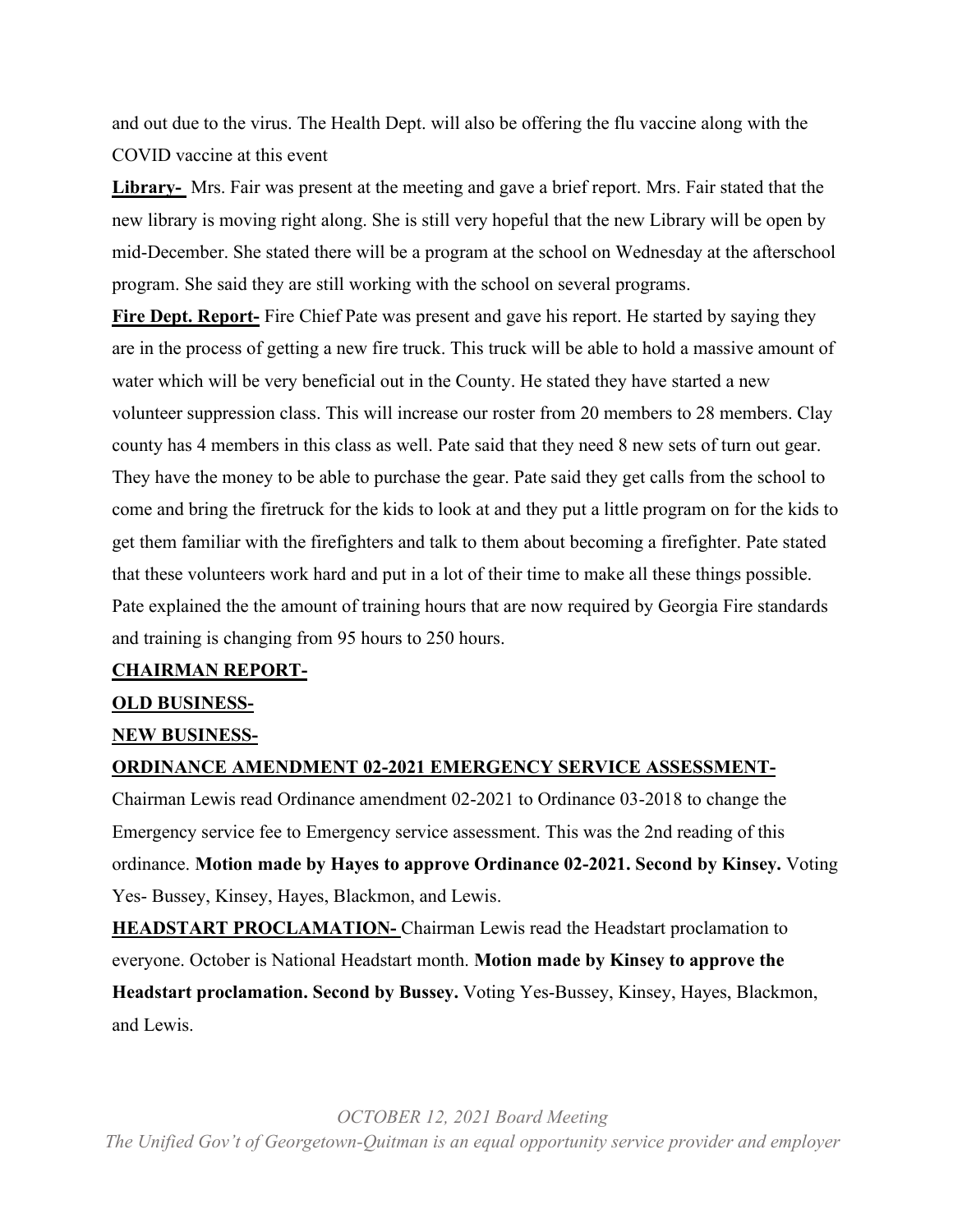and out due to the virus. The Health Dept. will also be offering the flu vaccine along with the COVID vaccine at this event

**Library-** Mrs. Fair was present at the meeting and gave a brief report. Mrs. Fair stated that the new library is moving right along. She is still very hopeful that the new Library will be open by mid-December. She stated there will be a program at the school on Wednesday at the afterschool program. She said they are still working with the school on several programs.

**Fire Dept. Report-** Fire Chief Pate was present and gave his report. He started by saying they are in the process of getting a new fire truck. This truck will be able to hold a massive amount of water which will be very beneficial out in the County. He stated they have started a new volunteer suppression class. This will increase our roster from 20 members to 28 members. Clay county has 4 members in this class as well. Pate said that they need 8 new sets of turn out gear. They have the money to be able to purchase the gear. Pate said they get calls from the school to come and bring the firetruck for the kids to look at and they put a little program on for the kids to get them familiar with the firefighters and talk to them about becoming a firefighter. Pate stated that these volunteers work hard and put in a lot of their time to make all these things possible. Pate explained the the amount of training hours that are now required by Georgia Fire standards and training is changing from 95 hours to 250 hours.

**CHAIRMAN REPORT-**

**OLD BUSINESS-**

**NEW BUSINESS-**

**ORDINANCE AMENDMENT 02-2021 EMERGENCY SERVICE ASSESSMENT-**

Chairman Lewis read Ordinance amendment 02-2021 to Ordinance 03-2018 to change the Emergency service fee to Emergency service assessment. This was the 2nd reading of this ordinance. **Motion made by Hayes to approve Ordinance 02-2021. Second by Kinsey.** Voting Yes- Bussey, Kinsey, Hayes, Blackmon, and Lewis.

**HEADSTART PROCLAMATION-** Chairman Lewis read the Headstart proclamation to everyone. October is National Headstart month. **Motion made by Kinsey to approve the Headstart proclamation. Second by Bussey.** Voting Yes-Bussey, Kinsey, Hayes, Blackmon, and Lewis.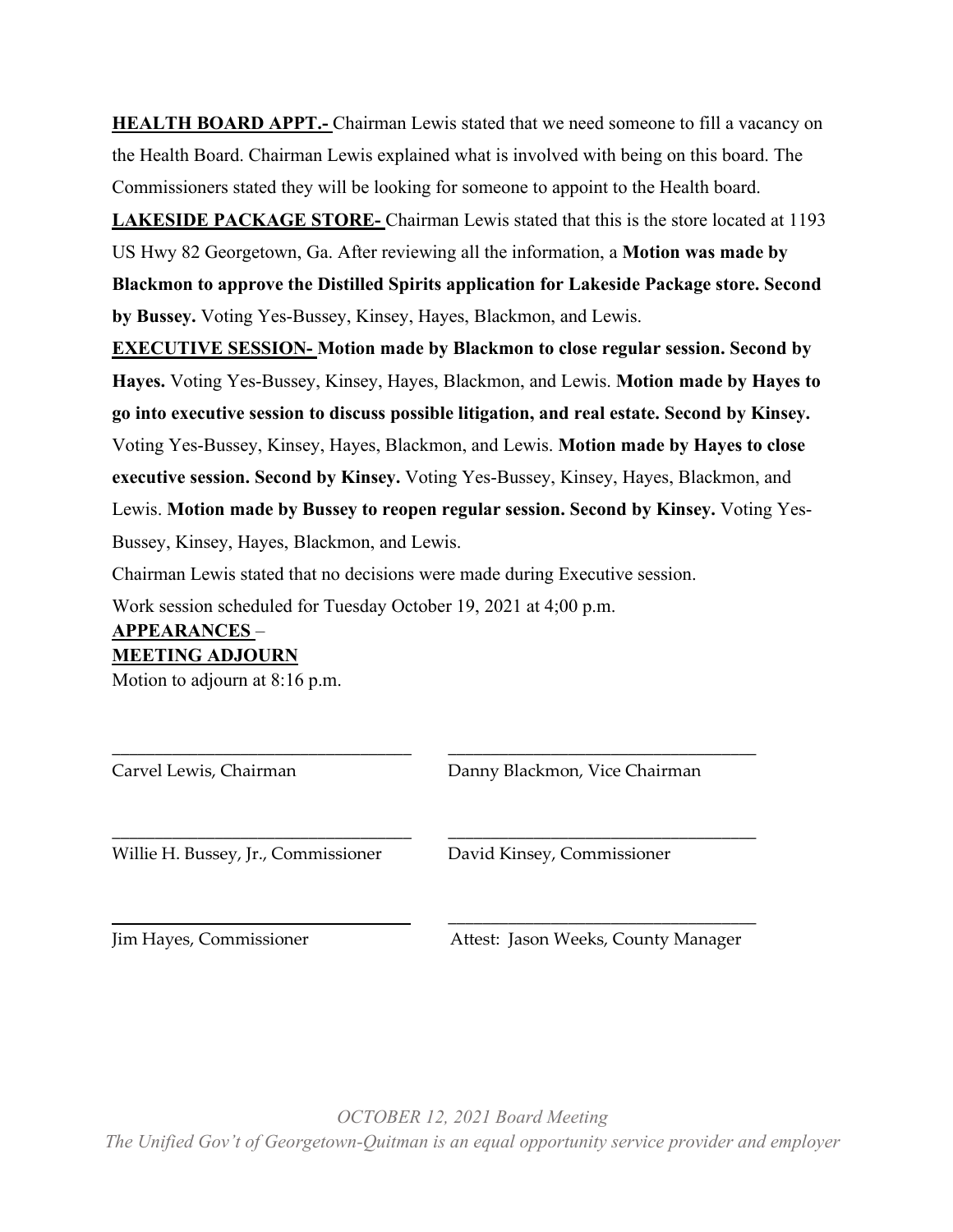**HEALTH BOARD APPT.-** Chairman Lewis stated that we need someone to fill a vacancy on the Health Board. Chairman Lewis explained what is involved with being on this board. The Commissioners stated they will be looking for someone to appoint to the Health board.

**LAKESIDE PACKAGE STORE-** Chairman Lewis stated that this is the store located at 1193 US Hwy 82 Georgetown, Ga. After reviewing all the information, a **Motion was made by Blackmon to approve the Distilled Spirits application for Lakeside Package store. Second by Bussey.** Voting Yes-Bussey, Kinsey, Hayes, Blackmon, and Lewis.

**EXECUTIVE SESSION- Motion made by Blackmon to close regular session. Second by Hayes.** Voting Yes-Bussey, Kinsey, Hayes, Blackmon, and Lewis. **Motion made by Hayes to go into executive session to discuss possible litigation, and real estate. Second by Kinsey.** Voting Yes-Bussey, Kinsey, Hayes, Blackmon, and Lewis. **Motion made by Hayes to close executive session. Second by Kinsey.** Voting Yes-Bussey, Kinsey, Hayes, Blackmon, and Lewis. **Motion made by Bussey to reopen regular session. Second by Kinsey.** Voting Yes-Bussey, Kinsey, Hayes, Blackmon, and Lewis.

Chairman Lewis stated that no decisions were made during Executive session.

Work session scheduled for Tuesday October 19, 2021 at 4;00 p.m.

**APPEARANCES** –

**MEETING ADJOURN**

Motion to adjourn at 8:16 p.m.

| | |
|---|---|
| ________________________________ | ________________________________ |
| Carvel Lewis, Chairman | Danny Blackmon, Vice Chairman |
| ________________________________ | ________________________________ |
| Willie H. Bussey, Jr., Commissioner | David Kinsey, Commissioner |
| ________________________________ | ________________________________ |
| Jim Hayes, Commissioner | Attest: Jason Weeks, County Manager |

*OCTOBER 12, 2021 Board Meeting*

*The Unified Gov't of Georgetown-Quitman is an equal opportunity service provider and employer*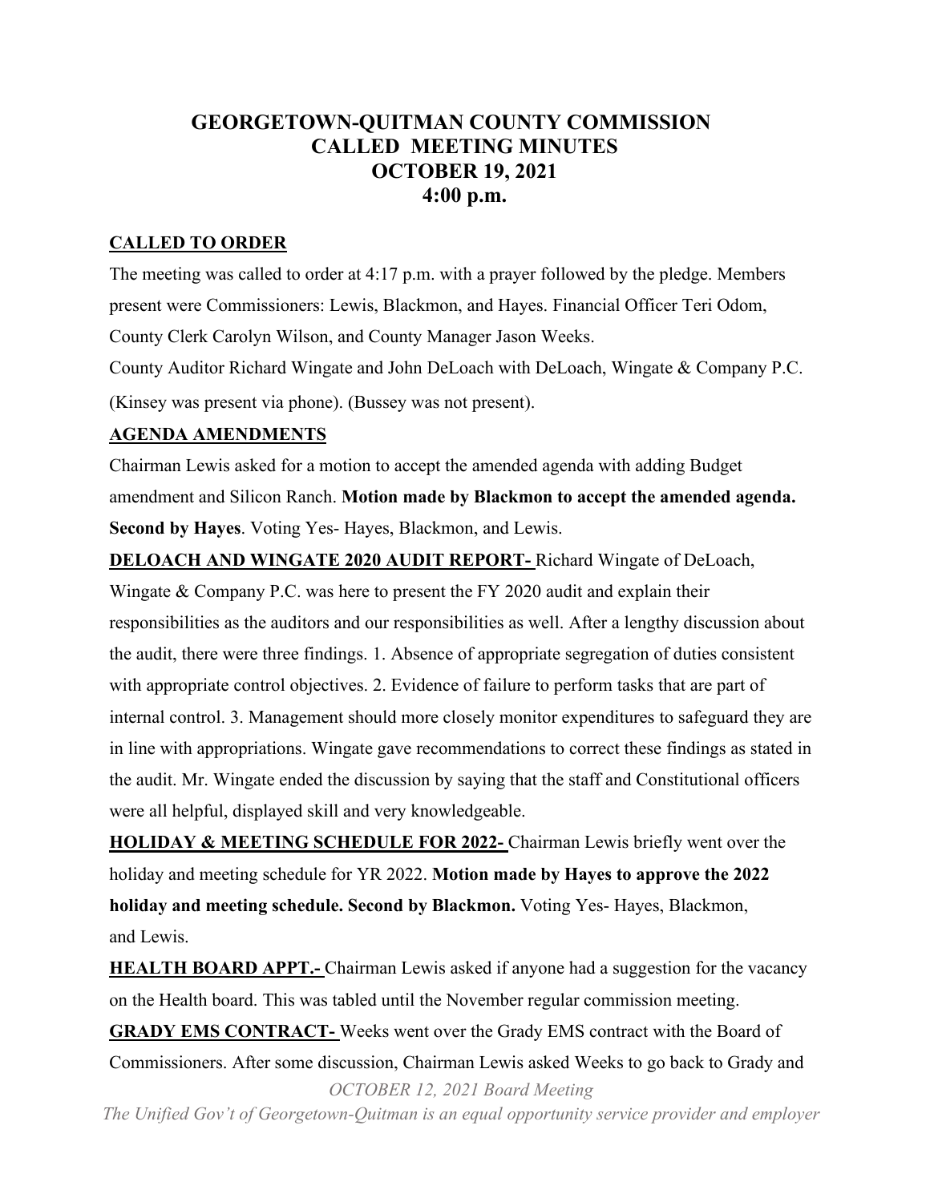# GEORGETOWN-QUITMAN COUNTY COMMISSION
# CALLED MEETING MINUTES
# OCTOBER 19, 2021
# 4:00 p.m.

**CALLED TO ORDER**

The meeting was called to order at 4:17 p.m. with a prayer followed by the pledge. Members present were Commissioners: Lewis, Blackmon, and Hayes. Financial Officer Teri Odom, County Clerk Carolyn Wilson, and County Manager Jason Weeks.

County Auditor Richard Wingate and John DeLoach with DeLoach, Wingate & Company P.C. (Kinsey was present via phone). (Bussey was not present).

**AGENDA AMENDMENTS**

Chairman Lewis asked for a motion to accept the amended agenda with adding Budget amendment and Silicon Ranch. **Motion made by Blackmon to accept the amended agenda. Second by Hayes**. Voting Yes- Hayes, Blackmon, and Lewis.

**DELOACH AND WINGATE 2020 AUDIT REPORT-** Richard Wingate of DeLoach, Wingate & Company P.C. was here to present the FY 2020 audit and explain their responsibilities as the auditors and our responsibilities as well. After a lengthy discussion about the audit, there were three findings. 1. Absence of appropriate segregation of duties consistent with appropriate control objectives. 2. Evidence of failure to perform tasks that are part of internal control. 3. Management should more closely monitor expenditures to safeguard they are in line with appropriations. Wingate gave recommendations to correct these findings as stated in the audit. Mr. Wingate ended the discussion by saying that the staff and Constitutional officers were all helpful, displayed skill and very knowledgeable.

**HOLIDAY & MEETING SCHEDULE FOR 2022-** Chairman Lewis briefly went over the holiday and meeting schedule for YR 2022. **Motion made by Hayes to approve the 2022 holiday and meeting schedule. Second by Blackmon.** Voting Yes- Hayes, Blackmon, and Lewis.

**HEALTH BOARD APPT.-** Chairman Lewis asked if anyone had a suggestion for the vacancy on the Health board. This was tabled until the November regular commission meeting.

**GRADY EMS CONTRACT-** Weeks went over the Grady EMS contract with the Board of Commissioners. After some discussion, Chairman Lewis asked Weeks to go back to Grady and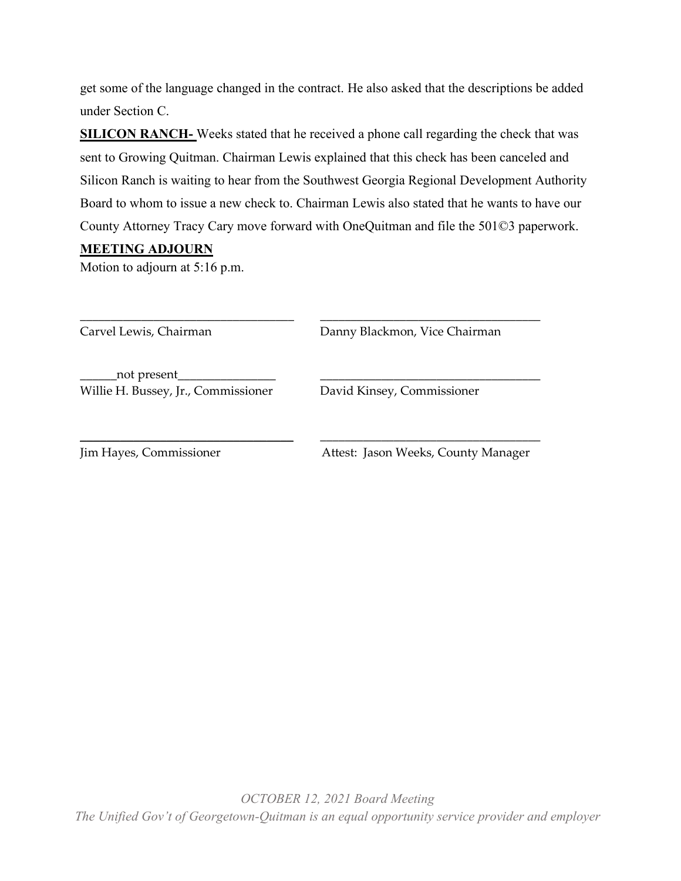get some of the language changed in the contract. He also asked that the descriptions be added under Section C.

**SILICON RANCH-** Weeks stated that he received a phone call regarding the check that was sent to Growing Quitman. Chairman Lewis explained that this check has been canceled and Silicon Ranch is waiting to hear from the Southwest Georgia Regional Development Authority Board to whom to issue a new check to. Chairman Lewis also stated that he wants to have our County Attorney Tracy Cary move forward with OneQuitman and file the 501©3 paperwork.

**MEETING ADJOURN**

Motion to adjourn at 5:16 p.m.

| | |
|---|---|
| ______________________________ | ______________________________ |
| Carvel Lewis, Chairman | Danny Blackmon, Vice Chairman |
| ______not present______________ | ______________________________ |
| Willie H. Bussey, Jr., Commissioner | David Kinsey, Commissioner |
| ______________________________ | ______________________________ |
| Jim Hayes, Commissioner | Attest: Jason Weeks, County Manager |

*OCTOBER 12, 2021 Board Meeting*

*The Unified Gov't of Georgetown-Quitman is an equal opportunity service provider and employer*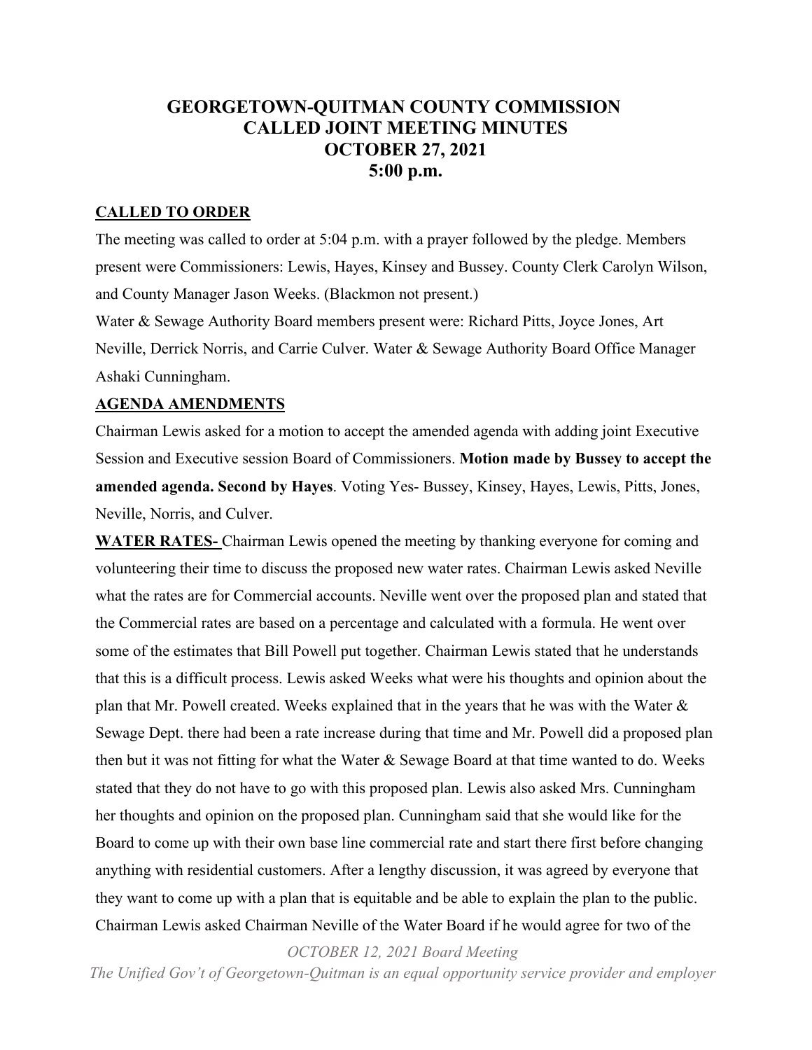# GEORGETOWN-QUITMAN COUNTY COMMISSION CALLED JOINT MEETING MINUTES OCTOBER 27, 2021 5:00 p.m.

**CALLED TO ORDER**

The meeting was called to order at 5:04 p.m. with a prayer followed by the pledge. Members present were Commissioners: Lewis, Hayes, Kinsey and Bussey. County Clerk Carolyn Wilson, and County Manager Jason Weeks. (Blackmon not present.)

Water & Sewage Authority Board members present were: Richard Pitts, Joyce Jones, Art Neville, Derrick Norris, and Carrie Culver. Water & Sewage Authority Board Office Manager Ashaki Cunningham.

**AGENDA AMENDMENTS**

Chairman Lewis asked for a motion to accept the amended agenda with adding joint Executive Session and Executive session Board of Commissioners. **Motion made by Bussey to accept the amended agenda. Second by Hayes**. Voting Yes- Bussey, Kinsey, Hayes, Lewis, Pitts, Jones, Neville, Norris, and Culver.

**WATER RATES-** Chairman Lewis opened the meeting by thanking everyone for coming and volunteering their time to discuss the proposed new water rates. Chairman Lewis asked Neville what the rates are for Commercial accounts. Neville went over the proposed plan and stated that the Commercial rates are based on a percentage and calculated with a formula. He went over some of the estimates that Bill Powell put together. Chairman Lewis stated that he understands that this is a difficult process. Lewis asked Weeks what were his thoughts and opinion about the plan that Mr. Powell created. Weeks explained that in the years that he was with the Water & Sewage Dept. there had been a rate increase during that time and Mr. Powell did a proposed plan then but it was not fitting for what the Water & Sewage Board at that time wanted to do. Weeks stated that they do not have to go with this proposed plan. Lewis also asked Mrs. Cunningham her thoughts and opinion on the proposed plan. Cunningham said that she would like for the Board to come up with their own base line commercial rate and start there first before changing anything with residential customers. After a lengthy discussion, it was agreed by everyone that they want to come up with a plan that is equitable and be able to explain the plan to the public. Chairman Lewis asked Chairman Neville of the Water Board if he would agree for two of the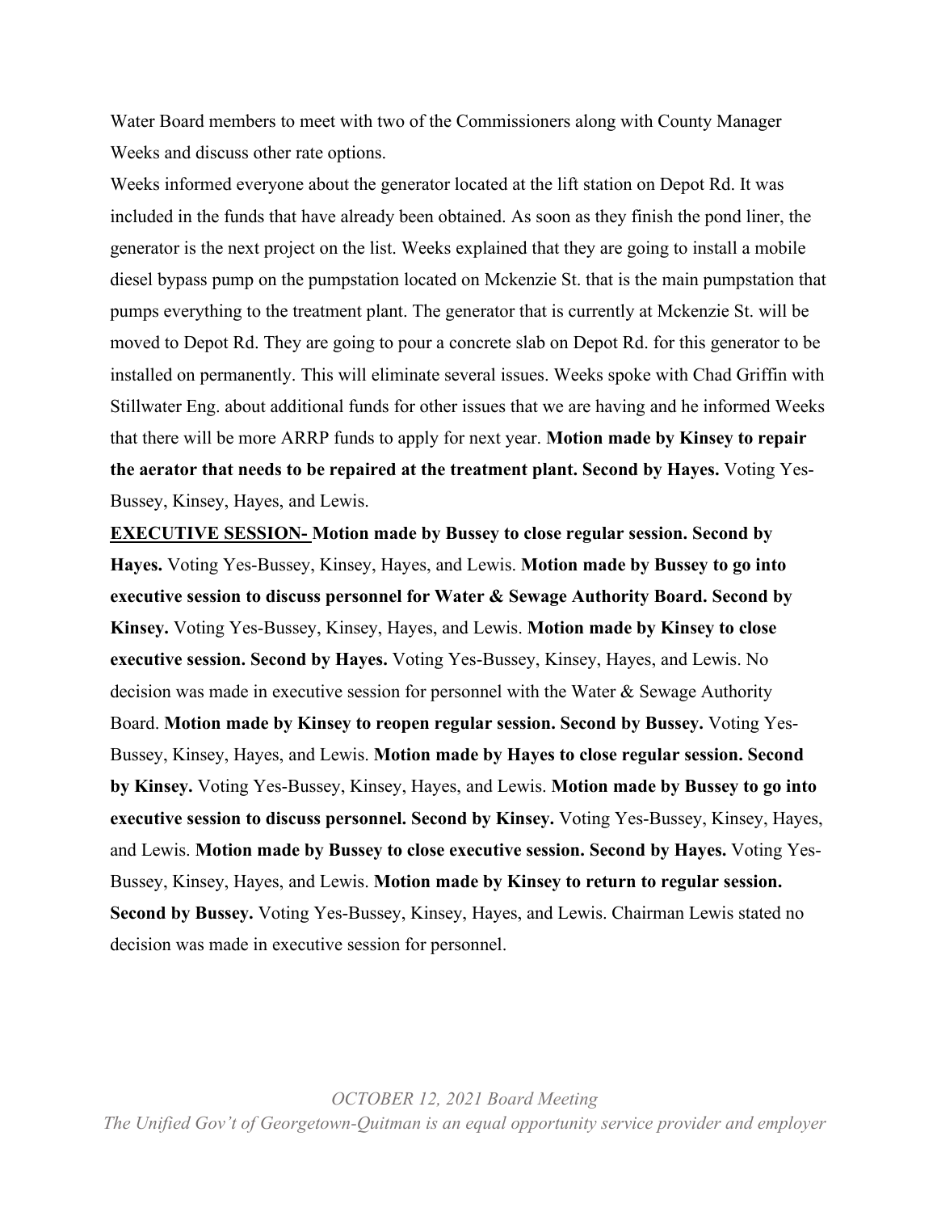Water Board members to meet with two of the Commissioners along with County Manager Weeks and discuss other rate options.

Weeks informed everyone about the generator located at the lift station on Depot Rd. It was included in the funds that have already been obtained. As soon as they finish the pond liner, the generator is the next project on the list. Weeks explained that they are going to install a mobile diesel bypass pump on the pumpstation located on Mckenzie St. that is the main pumpstation that pumps everything to the treatment plant. The generator that is currently at Mckenzie St. will be moved to Depot Rd. They are going to pour a concrete slab on Depot Rd. for this generator to be installed on permanently. This will eliminate several issues. Weeks spoke with Chad Griffin with Stillwater Eng. about additional funds for other issues that we are having and he informed Weeks that there will be more ARRP funds to apply for next year. **Motion made by Kinsey to repair the aerator that needs to be repaired at the treatment plant. Second by Hayes.** Voting Yes-Bussey, Kinsey, Hayes, and Lewis.

**EXECUTIVE SESSION- Motion made by Bussey to close regular session. Second by Hayes.** Voting Yes-Bussey, Kinsey, Hayes, and Lewis. **Motion made by Bussey to go into executive session to discuss personnel for Water & Sewage Authority Board. Second by Kinsey.** Voting Yes-Bussey, Kinsey, Hayes, and Lewis. **Motion made by Kinsey to close executive session. Second by Hayes.** Voting Yes-Bussey, Kinsey, Hayes, and Lewis. No decision was made in executive session for personnel with the Water & Sewage Authority Board. **Motion made by Kinsey to reopen regular session. Second by Bussey.** Voting Yes-Bussey, Kinsey, Hayes, and Lewis. **Motion made by Hayes to close regular session. Second by Kinsey.** Voting Yes-Bussey, Kinsey, Hayes, and Lewis. **Motion made by Bussey to go into executive session to discuss personnel. Second by Kinsey.** Voting Yes-Bussey, Kinsey, Hayes, and Lewis. **Motion made by Bussey to close executive session. Second by Hayes.** Voting Yes-Bussey, Kinsey, Hayes, and Lewis. **Motion made by Kinsey to return to regular session. Second by Bussey.** Voting Yes-Bussey, Kinsey, Hayes, and Lewis. Chairman Lewis stated no decision was made in executive session for personnel.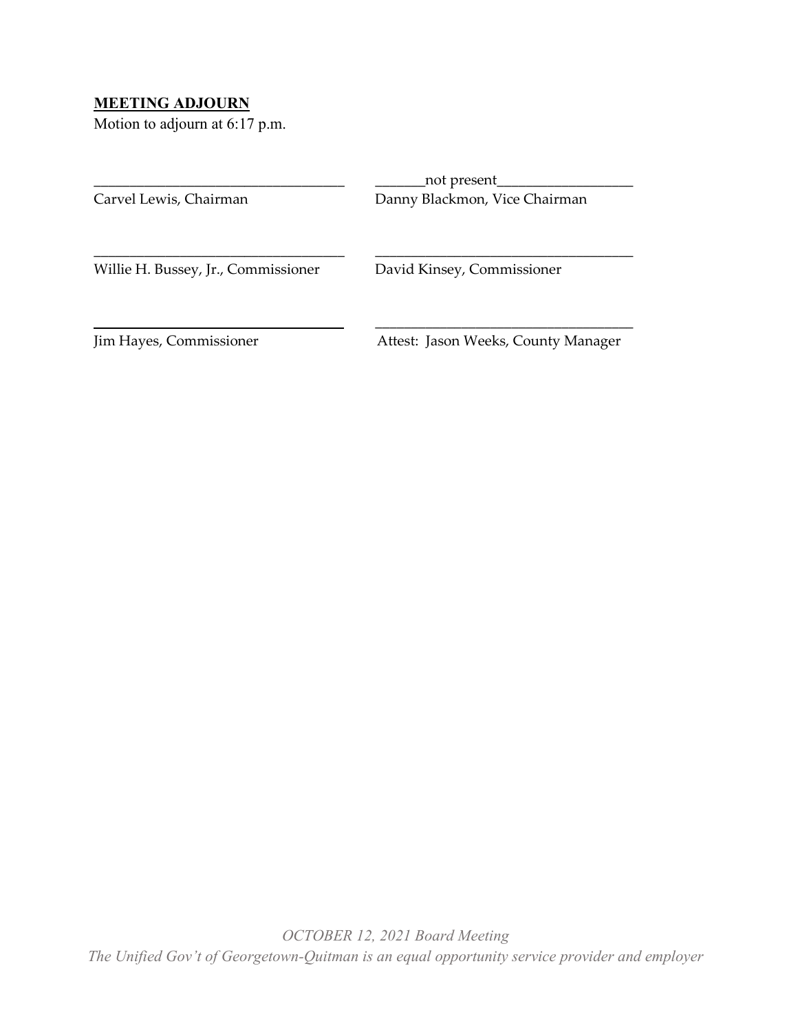**MEETING ADJOURN**

Motion to adjourn at 6:17 p.m.

| | |
|---|---|
| ______________________________ | _______not present__________________ |
| Carvel Lewis, Chairman | Danny Blackmon, Vice Chairman |
| ______________________________ | ______________________________ |
| Willie H. Bussey, Jr., Commissioner | David Kinsey, Commissioner |
| ______________________________ | ______________________________ |
| Jim Hayes, Commissioner | Attest: Jason Weeks, County Manager |

*OCTOBER 12, 2021 Board Meeting*

*The Unified Gov't of Georgetown-Quitman is an equal opportunity service provider and employer*